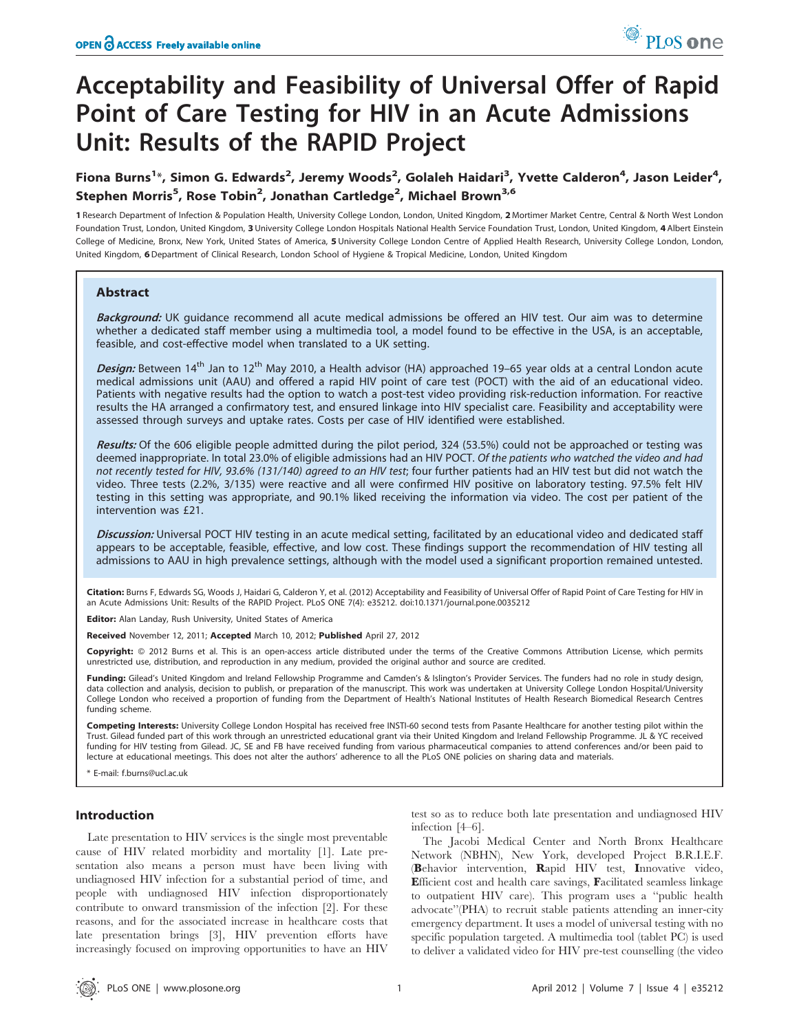# Acceptability and Feasibility of Universal Offer of Rapid Point of Care Testing for HIV in an Acute Admissions Unit: Results of the RAPID Project

**Fiona Burns[1]*, Simon G. Edwards[2], Jeremy Woods[2], Golaleh Haidari[3], Yvette Calderon[4], Jason Leider[4], Stephen Morris[5], Rose Tobin[2], Jonathan Cartledge[2], Michael Brown[3,6]**

1 Research Department of Infection & Population Health, University College London, London, United Kingdom, 2 Mortimer Market Centre, Central & North West London Foundation Trust, London, United Kingdom, 3 University College London Hospitals National Health Service Foundation Trust, London, United Kingdom, 4 Albert Einstein College of Medicine, Bronx, New York, United States of America, 5 University College London Centre of Applied Health Research, University College London, London, United Kingdom, 6 Department of Clinical Research, London School of Hygiene & Tropical Medicine, London, United Kingdom

## Abstract

***Background:*** UK guidance recommend all acute medical admissions be offered an HIV test. Our aim was to determine whether a dedicated staff member using a multimedia tool, a model found to be effective in the USA, is an acceptable, feasible, and cost-effective model when translated to a UK setting.

***Design:*** Between 14[th] Jan to 12[th] May 2010, a Health advisor (HA) approached 19–65 year olds at a central London acute medical admissions unit (AAU) and offered a rapid HIV point of care test (POCT) with the aid of an educational video. Patients with negative results had the option to watch a post-test video providing risk-reduction information. For reactive results the HA arranged a confirmatory test, and ensured linkage into HIV specialist care. Feasibility and acceptability were assessed through surveys and uptake rates. Costs per case of HIV identified were established.

***Results:*** Of the 606 eligible people admitted during the pilot period, 324 (53.5%) could not be approached or testing was deemed inappropriate. In total 23.0% of eligible admissions had an HIV POCT. *Of the patients who watched the video and had not recently tested for HIV, 93.6% (131/140) agreed to an HIV test*; four further patients had an HIV test but did not watch the video. Three tests (2.2%, 3/135) were reactive and all were confirmed HIV positive on laboratory testing. 97.5% felt HIV testing in this setting was appropriate, and 90.1% liked receiving the information via video. The cost per patient of the intervention was £21.

***Discussion:*** Universal POCT HIV testing in an acute medical setting, facilitated by an educational video and dedicated staff appears to be acceptable, feasible, effective, and low cost. These findings support the recommendation of HIV testing all admissions to AAU in high prevalence settings, although with the model used a significant proportion remained untested.

**Citation:** Burns F, Edwards SG, Woods J, Haidari G, Calderon Y, et al. (2012) Acceptability and Feasibility of Universal Offer of Rapid Point of Care Testing for HIV in an Acute Admissions Unit: Results of the RAPID Project. PLoS ONE 7(4): e35212. doi:10.1371/journal.pone.0035212

**Editor:** Alan Landay, Rush University, United States of America

**Received** November 12, 2011; **Accepted** March 10, 2012; **Published** April 27, 2012

**Copyright:** © 2012 Burns et al. This is an open-access article distributed under the terms of the Creative Commons Attribution License, which permits unrestricted use, distribution, and reproduction in any medium, provided the original author and source are credited.

**Funding:** Gilead's United Kingdom and Ireland Fellowship Programme and Camden's & Islington's Provider Services. The funders had no role in study design, data collection and analysis, decision to publish, or preparation of the manuscript. This work was undertaken at University College London Hospital/University College London who received a proportion of funding from the Department of Health's National Institutes of Health Research Biomedical Research Centres funding scheme.

**Competing Interests:** University College London Hospital has received free INSTI-60 second tests from Pasante Healthcare for another testing pilot within the Trust. Gilead funded part of this work through an unrestricted educational grant via their United Kingdom and Ireland Fellowship Programme. JL & YC received funding for HIV testing from Gilead. JC, SE and FB have received funding from various pharmaceutical companies to attend conferences and/or been paid to lecture at educational meetings. This does not alter the authors' adherence to all the PLoS ONE policies on sharing data and materials.

\* E-mail: f.burns@ucl.ac.uk

## Introduction

Late presentation to HIV services is the single most preventable cause of HIV related morbidity and mortality [1]. Late presentation also means a person must have been living with undiagnosed HIV infection for a substantial period of time, and people with undiagnosed HIV infection disproportionately contribute to onward transmission of the infection [2]. For these reasons, and for the associated increase in healthcare costs that late presentation brings [3], HIV prevention efforts have increasingly focused on improving opportunities to have an HIV test so as to reduce both late presentation and undiagnosed HIV infection [4–6].

The Jacobi Medical Center and North Bronx Healthcare Network (NBHN), New York, developed Project B.R.I.E.F. (**B**ehavior intervention, **R**apid HIV test, **I**nnovative video, **E**fficient cost and health care savings, **F**acilitated seamless linkage to outpatient HIV care). This program uses a "public health advocate"(PHA) to recruit stable patients attending an inner-city emergency department. It uses a model of universal testing with no specific population targeted. A multimedia tool (tablet PC) is used to deliver a validated video for HIV pre-test counselling (the video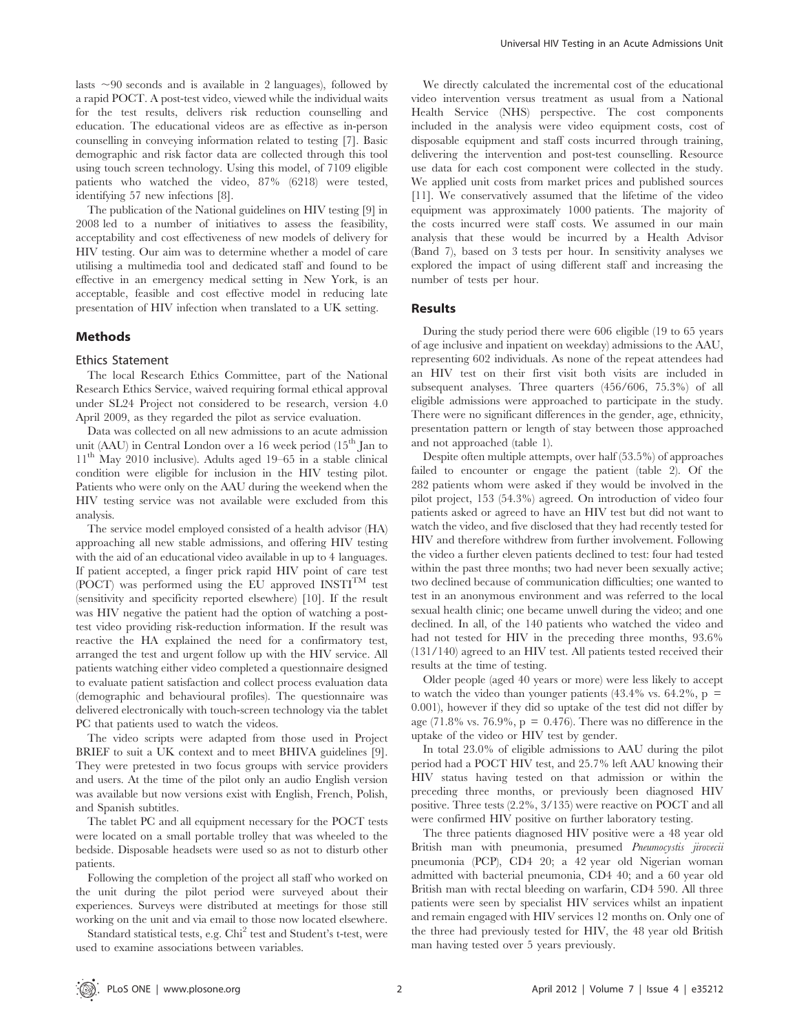lasts ~90 seconds and is available in 2 languages), followed by a rapid POCT. A post-test video, viewed while the individual waits for the test results, delivers risk reduction counselling and education. The educational videos are as effective as in-person counselling in conveying information related to testing [7]. Basic demographic and risk factor data are collected through this tool using touch screen technology. Using this model, of 7109 eligible patients who watched the video, 87% (6218) were tested, identifying 57 new infections [8].

The publication of the National guidelines on HIV testing [9] in 2008 led to a number of initiatives to assess the feasibility, acceptability and cost effectiveness of new models of delivery for HIV testing. Our aim was to determine whether a model of care utilising a multimedia tool and dedicated staff and found to be effective in an emergency medical setting in New York, is an acceptable, feasible and cost effective model in reducing late presentation of HIV infection when translated to a UK setting.

## Methods

### Ethics Statement

The local Research Ethics Committee, part of the National Research Ethics Service, waived requiring formal ethical approval under SL24 Project not considered to be research, version 4.0 April 2009, as they regarded the pilot as service evaluation.

Data was collected on all new admissions to an acute admission unit (AAU) in Central London over a 16 week period (15th Jan to 11th May 2010 inclusive). Adults aged 19–65 in a stable clinical condition were eligible for inclusion in the HIV testing pilot. Patients who were only on the AAU during the weekend when the HIV testing service was not available were excluded from this analysis.

The service model employed consisted of a health advisor (HA) approaching all new stable admissions, and offering HIV testing with the aid of an educational video available in up to 4 languages. If patient accepted, a finger prick rapid HIV point of care test (POCT) was performed using the EU approved INSTI™ test (sensitivity and specificity reported elsewhere) [10]. If the result was HIV negative the patient had the option of watching a post-test video providing risk-reduction information. If the result was reactive the HA explained the need for a confirmatory test, arranged the test and urgent follow up with the HIV service. All patients watching either video completed a questionnaire designed to evaluate patient satisfaction and collect process evaluation data (demographic and behavioural profiles). The questionnaire was delivered electronically with touch-screen technology via the tablet PC that patients used to watch the videos.

The video scripts were adapted from those used in Project BRIEF to suit a UK context and to meet BHIVA guidelines [9]. They were pretested in two focus groups with service providers and users. At the time of the pilot only an audio English version was available but now versions exist with English, French, Polish, and Spanish subtitles.

The tablet PC and all equipment necessary for the POCT tests were located on a small portable trolley that was wheeled to the bedside. Disposable headsets were used so as not to disturb other patients.

Following the completion of the project all staff who worked on the unit during the pilot period were surveyed about their experiences. Surveys were distributed at meetings for those still working on the unit and via email to those now located elsewhere.

Standard statistical tests, e.g. $Chi^2$ test and Student's t-test, were used to examine associations between variables.

We directly calculated the incremental cost of the educational video intervention versus treatment as usual from a National Health Service (NHS) perspective. The cost components included in the analysis were video equipment costs, cost of disposable equipment and staff costs incurred through training, delivering the intervention and post-test counselling. Resource use data for each cost component were collected in the study. We applied unit costs from market prices and published sources [11]. We conservatively assumed that the lifetime of the video equipment was approximately 1000 patients. The majority of the costs incurred were staff costs. We assumed in our main analysis that these would be incurred by a Health Advisor (Band 7), based on 3 tests per hour. In sensitivity analyses we explored the impact of using different staff and increasing the number of tests per hour.

## Results

During the study period there were 606 eligible (19 to 65 years of age inclusive and inpatient on weekday) admissions to the AAU, representing 602 individuals. As none of the repeat attendees had an HIV test on their first visit both visits are included in subsequent analyses. Three quarters (456/606, 75.3%) of all eligible admissions were approached to participate in the study. There were no significant differences in the gender, age, ethnicity, presentation pattern or length of stay between those approached and not approached (table 1).

Despite often multiple attempts, over half (53.5%) of approaches failed to encounter or engage the patient (table 2). Of the 282 patients whom were asked if they would be involved in the pilot project, 153 (54.3%) agreed. On introduction of video four patients asked or agreed to have an HIV test but did not want to watch the video, and five disclosed that they had recently tested for HIV and therefore withdrew from further involvement. Following the video a further eleven patients declined to test: four had tested within the past three months; two had never been sexually active; two declined because of communication difficulties; one wanted to test in an anonymous environment and was referred to the local sexual health clinic; one became unwell during the video; and one declined. In all, of the 140 patients who watched the video and had not tested for HIV in the preceding three months, 93.6% (131/140) agreed to an HIV test. All patients tested received their results at the time of testing.

Older people (aged 40 years or more) were less likely to accept to watch the video than younger patients (43.4% vs. 64.2%, $p = 0.001$), however if they did so uptake of the test did not differ by age (71.8% vs. 76.9%, $p = 0.476$). There was no difference in the uptake of the video or HIV test by gender.

In total 23.0% of eligible admissions to AAU during the pilot period had a POCT HIV test, and 25.7% left AAU knowing their HIV status having tested on that admission or within the preceding three months, or previously been diagnosed HIV positive. Three tests (2.2%, 3/135) were reactive on POCT and all were confirmed HIV positive on further laboratory testing.

The three patients diagnosed HIV positive were a 48 year old British man with pneumonia, presumed *Pneumocystis jirovecii* pneumonia (PCP), CD4 20; a 42 year old Nigerian woman admitted with bacterial pneumonia, CD4 40; and a 60 year old British man with rectal bleeding on warfarin, CD4 590. All three patients were seen by specialist HIV services whilst an inpatient and remain engaged with HIV services 12 months on. Only one of the three had previously tested for HIV, the 48 year old British man having tested over 5 years previously.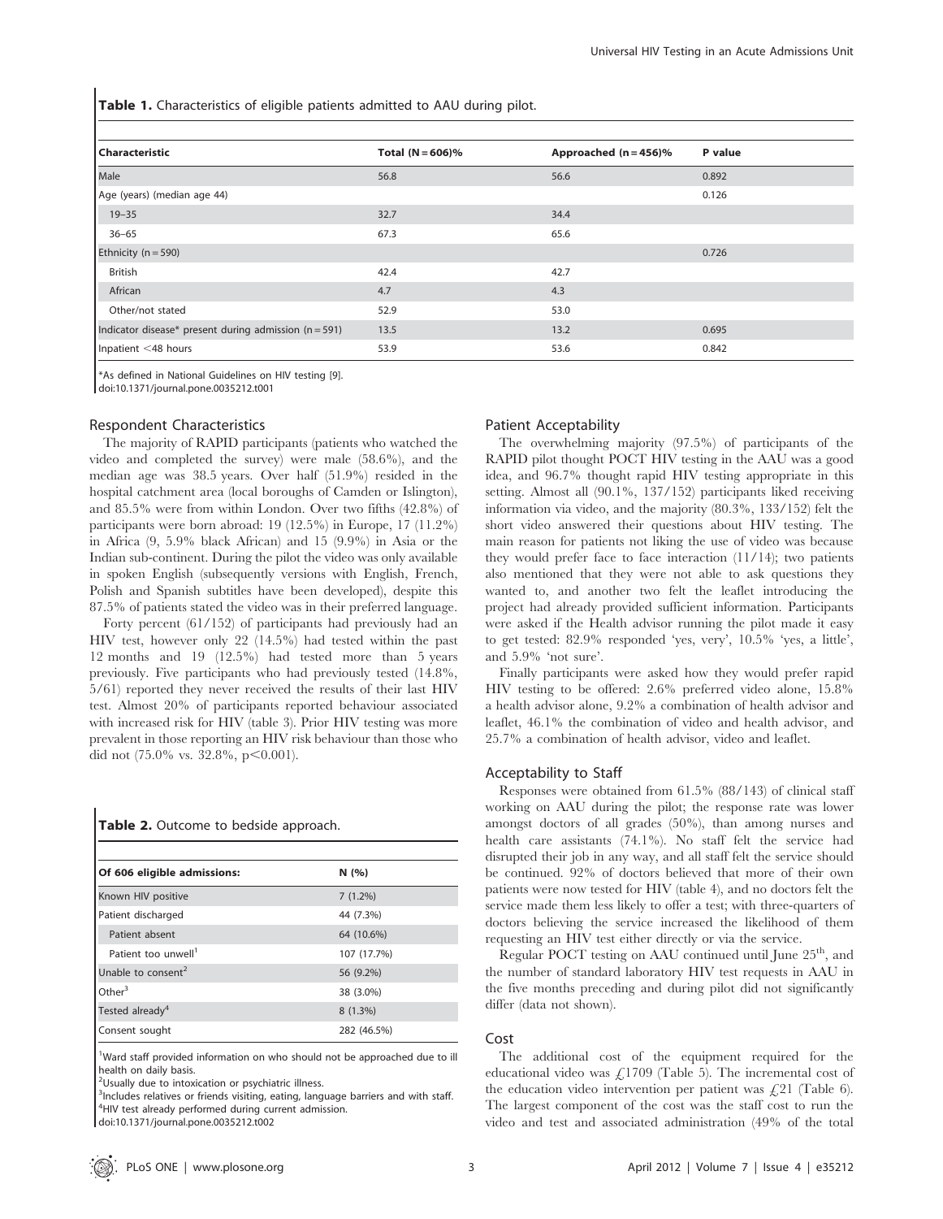**Table 1.** Characteristics of eligible patients admitted to AAU during pilot.

| Characteristic | Total (N = 606)% | Approached (n = 456)% | P value |
|---|---|---|---|
| Male | 56.8 | 56.6 | 0.892 |
| Age (years) (median age 44) | | | 0.126 |
| 19–35 | 32.7 | 34.4 | |
| 36–65 | 67.3 | 65.6 | |
| Ethnicity (n = 590) | | | 0.726 |
| British | 42.4 | 42.7 | |
| African | 4.7 | 4.3 | |
| Other/not stated | 52.9 | 53.0 | |
| Indicator disease* present during admission (n = 591) | 13.5 | 13.2 | 0.695 |
| Inpatient <48 hours | 53.9 | 53.6 | 0.842 |

*As defined in National Guidelines on HIV testing [9].
doi:10.1371/journal.pone.0035212.t001

### Respondent Characteristics

The majority of RAPID participants (patients who watched the video and completed the survey) were male (58.6%), and the median age was 38.5 years. Over half (51.9%) resided in the hospital catchment area (local boroughs of Camden or Islington), and 85.5% were from within London. Over two fifths (42.8%) of participants were born abroad: 19 (12.5%) in Europe, 17 (11.2%) in Africa (9, 5.9% black African) and 15 (9.9%) in Asia or the Indian sub-continent. During the pilot the video was only available in spoken English (subsequently versions with English, French, Polish and Spanish subtitles have been developed), despite this 87.5% of patients stated the video was in their preferred language.

Forty percent (61/152) of participants had previously had an HIV test, however only 22 (14.5%) had tested within the past 12 months and 19 (12.5%) had tested more than 5 years previously. Five participants who had previously tested (14.8%, 5/61) reported they never received the results of their last HIV test. Almost 20% of participants reported behaviour associated with increased risk for HIV (table 3). Prior HIV testing was more prevalent in those reporting an HIV risk behaviour than those who did not (75.0% vs. 32.8%, $p<0.001$).

**Table 2.** Outcome to bedside approach.

| Of 606 eligible admissions: | N (%) |
|---|---|
| Known HIV positive | 7 (1.2%) |
| Patient discharged | 44 (7.3%) |
| Patient absent | 64 (10.6%) |
| Patient too unwell[1] | 107 (17.7%) |
| Unable to consent[2] | 56 (9.2%) |
| Other[3] | 38 (3.0%) |
| Tested already[4] | 8 (1.3%) |
| Consent sought | 282 (46.5%) |

[1]Ward staff provided information on who should not be approached due to ill health on daily basis.
[2]Usually due to intoxication or psychiatric illness.
[3]Includes relatives or friends visiting, eating, language barriers and with staff.
[4]HIV test already performed during current admission.
doi:10.1371/journal.pone.0035212.t002

### Patient Acceptability

The overwhelming majority (97.5%) of participants of the RAPID pilot thought POCT HIV testing in the AAU was a good idea, and 96.7% thought rapid HIV testing appropriate in this setting. Almost all (90.1%, 137/152) participants liked receiving information via video, and the majority (80.3%, 133/152) felt the short video answered their questions about HIV testing. The main reason for patients not liking the use of video was because they would prefer face to face interaction (11/14); two patients also mentioned that they were not able to ask questions they wanted to, and another two felt the leaflet introducing the project had already provided sufficient information. Participants were asked if the Health advisor running the pilot made it easy to get tested: 82.9% responded 'yes, very', 10.5% 'yes, a little', and 5.9% 'not sure'.

Finally participants were asked how they would prefer rapid HIV testing to be offered: 2.6% preferred video alone, 15.8% a health advisor alone, 9.2% a combination of health advisor and leaflet, 46.1% the combination of video and health advisor, and 25.7% a combination of health advisor, video and leaflet.

### Acceptability to Staff

Responses were obtained from 61.5% (88/143) of clinical staff working on AAU during the pilot; the response rate was lower amongst doctors of all grades (50%), than among nurses and health care assistants (74.1%). No staff felt the service had disrupted their job in any way, and all staff felt the service should be continued. 92% of doctors believed that more of their own patients were now tested for HIV (table 4), and no doctors felt the service made them less likely to offer a test; with three-quarters of doctors believing the service increased the likelihood of them requesting an HIV test either directly or via the service.

Regular POCT testing on AAU continued until June 25th, and the number of standard laboratory HIV test requests in AAU in the five months preceding and during pilot did not significantly differ (data not shown).

### Cost

The additional cost of the equipment required for the educational video was £1709 (Table 5). The incremental cost of the education video intervention per patient was £21 (Table 6). The largest component of the cost was the staff cost to run the video and test and associated administration (49% of the total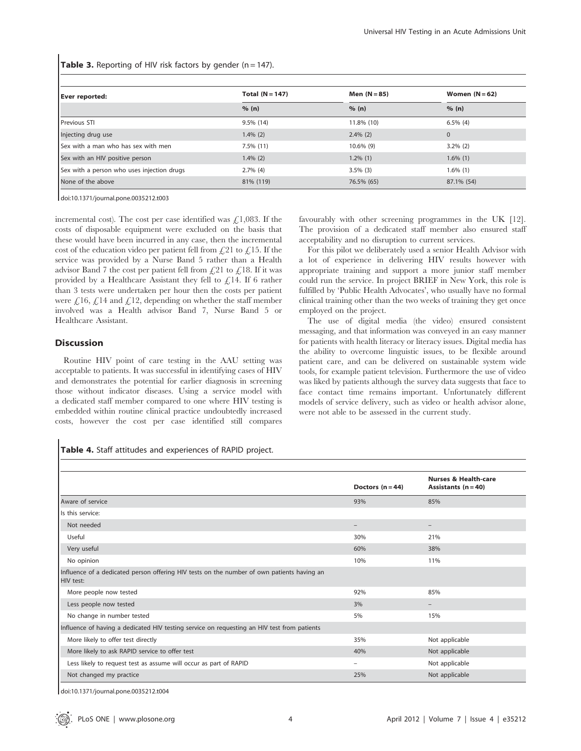**Table 3.** Reporting of HIV risk factors by gender (n = 147).

| Ever reported: | Total (N = 147) | Men (N = 85) | Women (N = 62) |
|---|---|---|---|
| | % (n) | % (n) | % (n) |
| Previous STI | 9.5% (14) | 11.8% (10) | 6.5% (4) |
| Injecting drug use | 1.4% (2) | 2.4% (2) | 0 |
| Sex with a man who has sex with men | 7.5% (11) | 10.6% (9) | 3.2% (2) |
| Sex with an HIV positive person | 1.4% (2) | 1.2% (1) | 1.6% (1) |
| Sex with a person who uses injection drugs | 2.7% (4) | 3.5% (3) | 1.6% (1) |
| None of the above | 81% (119) | 76.5% (65) | 87.1% (54) |

doi:10.1371/journal.pone.0035212.t003

incremental cost). The cost per case identified was £1,083. If the costs of disposable equipment were excluded on the basis that these would have been incurred in any case, then the incremental cost of the education video per patient fell from £21 to £15. If the service was provided by a Nurse Band 5 rather than a Health advisor Band 7 the cost per patient fell from £21 to £18. If it was provided by a Healthcare Assistant they fell to £14. If 6 rather than 3 tests were undertaken per hour then the costs per patient were £16, £14 and £12, depending on whether the staff member involved was a Health advisor Band 7, Nurse Band 5 or Healthcare Assistant.

## Discussion

Routine HIV point of care testing in the AAU setting was acceptable to patients. It was successful in identifying cases of HIV and demonstrates the potential for earlier diagnosis in screening those without indicator diseases. Using a service model with a dedicated staff member compared to one where HIV testing is embedded within routine clinical practice undoubtedly increased costs, however the cost per case identified still compares favourably with other screening programmes in the UK [12]. The provision of a dedicated staff member also ensured staff acceptability and no disruption to current services.

For this pilot we deliberately used a senior Health Advisor with a lot of experience in delivering HIV results however with appropriate training and support a more junior staff member could run the service. In project BRIEF in New York, this role is fulfilled by 'Public Health Advocates', who usually have no formal clinical training other than the two weeks of training they get once employed on the project.

The use of digital media (the video) ensured consistent messaging, and that information was conveyed in an easy manner for patients with health literacy or literacy issues. Digital media has the ability to overcome linguistic issues, to be flexible around patient care, and can be delivered on sustainable system wide tools, for example patient television. Furthermore the use of video was liked by patients although the survey data suggests that face to face contact time remains important. Unfortunately different models of service delivery, such as video or health advisor alone, were not able to be assessed in the current study.

**Table 4.** Staff attitudes and experiences of RAPID project.

| | Doctors (n = 44) | Nurses & Health-care Assistants (n = 40) |
|---|---|---|
| Aware of service | 93% | 85% |
| Is this service: | | |
| Not needed | – | – |
| Useful | 30% | 21% |
| Very useful | 60% | 38% |
| No opinion | 10% | 11% |
| Influence of a dedicated person offering HIV tests on the number of own patients having an HIV test: | | |
| More people now tested | 92% | 85% |
| Less people now tested | 3% | – |
| No change in number tested | 5% | 15% |
| Influence of having a dedicated HIV testing service on requesting an HIV test from patients | | |
| More likely to offer test directly | 35% | Not applicable |
| More likely to ask RAPID service to offer test | 40% | Not applicable |
| Less likely to request test as assume will occur as part of RAPID | – | Not applicable |
| Not changed my practice | 25% | Not applicable |

doi:10.1371/journal.pone.0035212.t004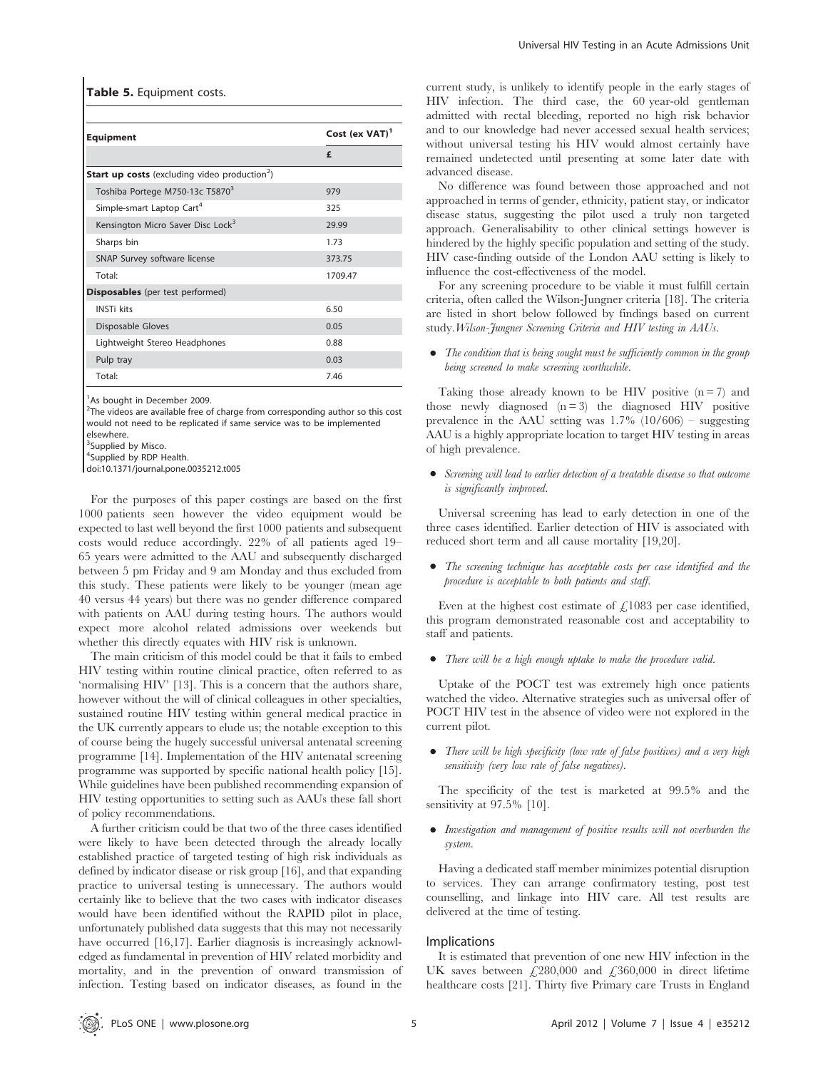**Table 5.** Equipment costs.

| Equipment | Cost (ex VAT)[1] |
|---|---|
| | £ |
| **Start up costs** (excluding video production[2]) | |
| Toshiba Portege M750-13c T5870[3] | 979 |
| Simple-smart Laptop Cart[4] | 325 |
| Kensington Micro Saver Disc Lock[3] | 29.99 |
| Sharps bin | 1.73 |
| SNAP Survey software license | 373.75 |
| Total: | 1709.47 |
| **Disposables** (per test performed) | |
| INSTi kits | 6.50 |
| Disposable Gloves | 0.05 |
| Lightweight Stereo Headphones | 0.88 |
| Pulp tray | 0.03 |
| Total: | 7.46 |

[1]As bought in December 2009.
[2]The videos are available free of charge from corresponding author so this cost would not need to be replicated if same service was to be implemented elsewhere.
[3]Supplied by Misco.
[4]Supplied by RDP Health.
doi:10.1371/journal.pone.0035212.t005

For the purposes of this paper costings are based on the first 1000 patients seen however the video equipment would be expected to last well beyond the first 1000 patients and subsequent costs would reduce accordingly. 22% of all patients aged 19–65 years were admitted to the AAU and subsequently discharged between 5 pm Friday and 9 am Monday and thus excluded from this study. These patients were likely to be younger (mean age 40 versus 44 years) but there was no gender difference compared with patients on AAU during testing hours. The authors would expect more alcohol related admissions over weekends but whether this directly equates with HIV risk is unknown.

The main criticism of this model could be that it fails to embed HIV testing within routine clinical practice, often referred to as 'normalising HIV' [13]. This is a concern that the authors share, however without the will of clinical colleagues in other specialties, sustained routine HIV testing within general medical practice in the UK currently appears to elude us; the notable exception to this of course being the hugely successful universal antenatal screening programme [14]. Implementation of the HIV antenatal screening programme was supported by specific national health policy [15]. While guidelines have been published recommending expansion of HIV testing opportunities to setting such as AAUs these fall short of policy recommendations.

A further criticism could be that two of the three cases identified were likely to have been detected through the already locally established practice of targeted testing of high risk individuals as defined by indicator disease or risk group [16], and that expanding practice to universal testing is unnecessary. The authors would certainly like to believe that the two cases with indicator diseases would have been identified without the RAPID pilot in place, unfortunately published data suggests that this may not necessarily have occurred [16,17]. Earlier diagnosis is increasingly acknowledged as fundamental in prevention of HIV related morbidity and mortality, and in the prevention of onward transmission of infection. Testing based on indicator diseases, as found in the current study, is unlikely to identify people in the early stages of HIV infection. The third case, the 60 year-old gentleman admitted with rectal bleeding, reported no high risk behavior and to our knowledge had never accessed sexual health services; without universal testing his HIV would almost certainly have remained undetected until presenting at some later date with advanced disease.

No difference was found between those approached and not approached in terms of gender, ethnicity, patient stay, or indicator disease status, suggesting the pilot used a truly non targeted approach. Generalisability to other clinical settings however is hindered by the highly specific population and setting of the study. HIV case-finding outside of the London AAU setting is likely to influence the cost-effectiveness of the model.

For any screening procedure to be viable it must fulfill certain criteria, often called the Wilson-Jungner criteria [18]. The criteria are listed in short below followed by findings based on current study.*Wilson-Jungner Screening Criteria and HIV testing in AAUs.*

- *The condition that is being sought must be sufficiently common in the group being screened to make screening worthwhile.*

Taking those already known to be HIV positive (n = 7) and those newly diagnosed (n = 3) the diagnosed HIV positive prevalence in the AAU setting was 1.7% (10/606) – suggesting AAU is a highly appropriate location to target HIV testing in areas of high prevalence.

- *Screening will lead to earlier detection of a treatable disease so that outcome is significantly improved.*

Universal screening has lead to early detection in one of the three cases identified. Earlier detection of HIV is associated with reduced short term and all cause mortality [19,20].

- *The screening technique has acceptable costs per case identified and the procedure is acceptable to both patients and staff.*

Even at the highest cost estimate of £1083 per case identified, this program demonstrated reasonable cost and acceptability to staff and patients.

- *There will be a high enough uptake to make the procedure valid.*

Uptake of the POCT test was extremely high once patients watched the video. Alternative strategies such as universal offer of POCT HIV test in the absence of video were not explored in the current pilot.

- *There will be high specificity (low rate of false positives) and a very high sensitivity (very low rate of false negatives).*

The specificity of the test is marketed at 99.5% and the sensitivity at 97.5% [10].

- *Investigation and management of positive results will not overburden the system.*

Having a dedicated staff member minimizes potential disruption to services. They can arrange confirmatory testing, post test counselling, and linkage into HIV care. All test results are delivered at the time of testing.

## Implications

It is estimated that prevention of one new HIV infection in the UK saves between £280,000 and £360,000 in direct lifetime healthcare costs [21]. Thirty five Primary care Trusts in England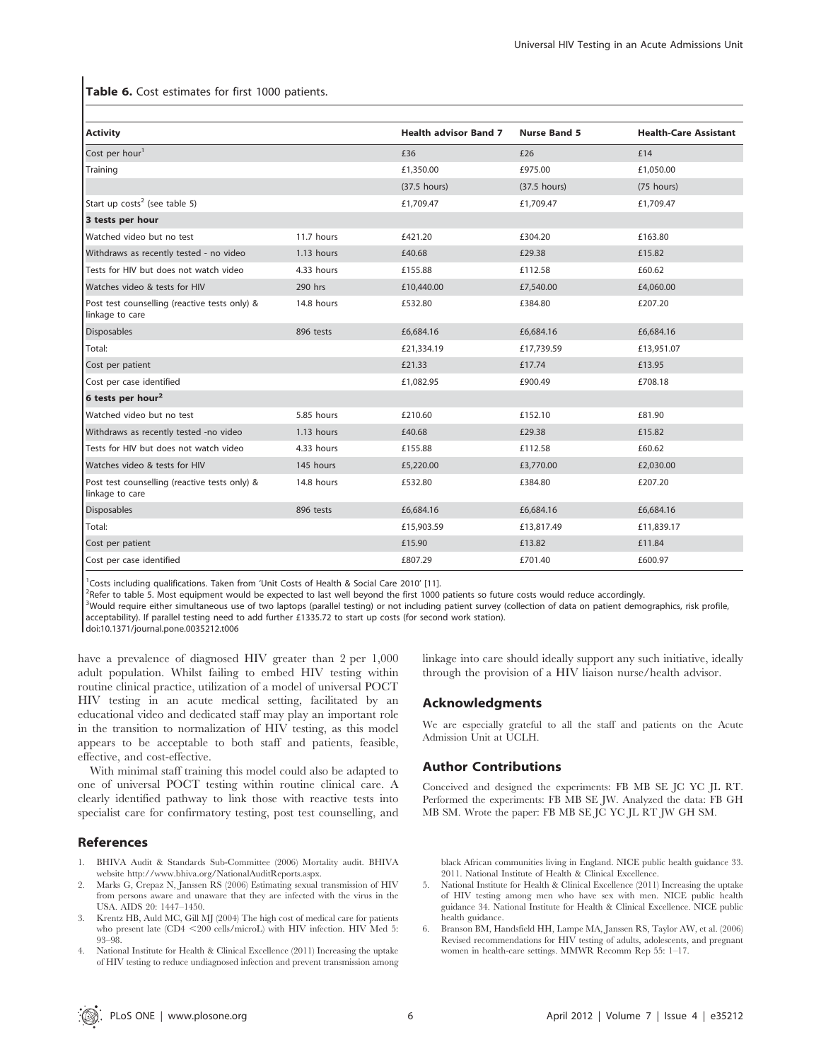**Table 6.** Cost estimates for first 1000 patients.

| Activity | | Health advisor Band 7 | Nurse Band 5 | Health-Care Assistant |
|---|---|---|---|---|
| Cost per hour[1] | | £36 | £26 | £14 |
| Training | | £1,350.00 | £975.00 | £1,050.00 |
| | | (37.5 hours) | (37.5 hours) | (75 hours) |
| Start up costs[2] (see table 5) | | £1,709.47 | £1,709.47 | £1,709.47 |
| **3 tests per hour** | | | | |
| Watched video but no test | 11.7 hours | £421.20 | £304.20 | £163.80 |
| Withdraws as recently tested - no video | 1.13 hours | £40.68 | £29.38 | £15.82 |
| Tests for HIV but does not watch video | 4.33 hours | £155.88 | £112.58 | £60.62 |
| Watches video & tests for HIV | 290 hrs | £10,440.00 | £7,540.00 | £4,060.00 |
| Post test counselling (reactive tests only) & linkage to care | 14.8 hours | £532.80 | £384.80 | £207.20 |
| Disposables | 896 tests | £6,684.16 | £6,684.16 | £6,684.16 |
| Total: | | £21,334.19 | £17,739.59 | £13,951.07 |
| Cost per patient | | £21.33 | £17.74 | £13.95 |
| Cost per case identified | | £1,082.95 | £900.49 | £708.18 |
| **6 tests per hour[3]** | | | | |
| Watched video but no test | 5.85 hours | £210.60 | £152.10 | £81.90 |
| Withdraws as recently tested -no video | 1.13 hours | £40.68 | £29.38 | £15.82 |
| Tests for HIV but does not watch video | 4.33 hours | £155.88 | £112.58 | £60.62 |
| Watches video & tests for HIV | 145 hours | £5,220.00 | £3,770.00 | £2,030.00 |
| Post test counselling (reactive tests only) & linkage to care | 14.8 hours | £532.80 | £384.80 | £207.20 |
| Disposables | 896 tests | £6,684.16 | £6,684.16 | £6,684.16 |
| Total: | | £15,903.59 | £13,817.49 | £11,839.17 |
| Cost per patient | | £15.90 | £13.82 | £11.84 |
| Cost per case identified | | £807.29 | £701.40 | £600.97 |

[1]Costs including qualifications. Taken from 'Unit Costs of Health & Social Care 2010' [11].
[2]Refer to table 5. Most equipment would be expected to last well beyond the first 1000 patients so future costs would reduce accordingly.
[3]Would require either simultaneous use of two laptops (parallel testing) or not including patient survey (collection of data on patient demographics, risk profile, acceptability). If parallel testing need to add further £1335.72 to start up costs (for second work station).
doi:10.1371/journal.pone.0035212.t006

have a prevalence of diagnosed HIV greater than 2 per 1,000 adult population. Whilst failing to embed HIV testing within routine clinical practice, utilization of a model of universal POCT HIV testing in an acute medical setting, facilitated by an educational video and dedicated staff may play an important role in the transition to normalization of HIV testing, as this model appears to be acceptable to both staff and patients, feasible, effective, and cost-effective.

With minimal staff training this model could also be adapted to one of universal POCT testing within routine clinical care. A clearly identified pathway to link those with reactive tests into specialist care for confirmatory testing, post test counselling, and linkage into care should ideally support any such initiative, ideally through the provision of a HIV liaison nurse/health advisor.

## Acknowledgments

We are especially grateful to all the staff and patients on the Acute Admission Unit at UCLH.

## Author Contributions

Conceived and designed the experiments: FB MB SE JC YC JL RT. Performed the experiments: FB MB SE JW. Analyzed the data: FB GH MB SM. Wrote the paper: FB MB SE JC YC JL RT JW GH SM.

## References

1. BHIVA Audit & Standards Sub-Committee (2006) Mortality audit. BHIVA website http://www.bhiva.org/NationalAuditReports.aspx.
2. Marks G, Crepaz N, Janssen RS (2006) Estimating sexual transmission of HIV from persons aware and unaware that they are infected with the virus in the USA. AIDS 20: 1447–1450.
3. Krentz HB, Auld MC, Gill MJ (2004) The high cost of medical care for patients who present late (CD4 <200 cells/microL) with HIV infection. HIV Med 5: 93–98.
4. National Institute for Health & Clinical Excellence (2011) Increasing the uptake of HIV testing to reduce undiagnosed infection and prevent transmission among black African communities living in England. NICE public health guidance 33. 2011. National Institute of Health & Clinical Excellence.
5. National Institute for Health & Clinical Excellence (2011) Increasing the uptake of HIV testing among men who have sex with men. NICE public health guidance 34. National Institute for Health & Clinical Excellence. NICE public health guidance.
6. Branson BM, Handsfield HH, Lampe MA, Janssen RS, Taylor AW, et al. (2006) Revised recommendations for HIV testing of adults, adolescents, and pregnant women in health-care settings. MMWR Recomm Rep 55: 1–17.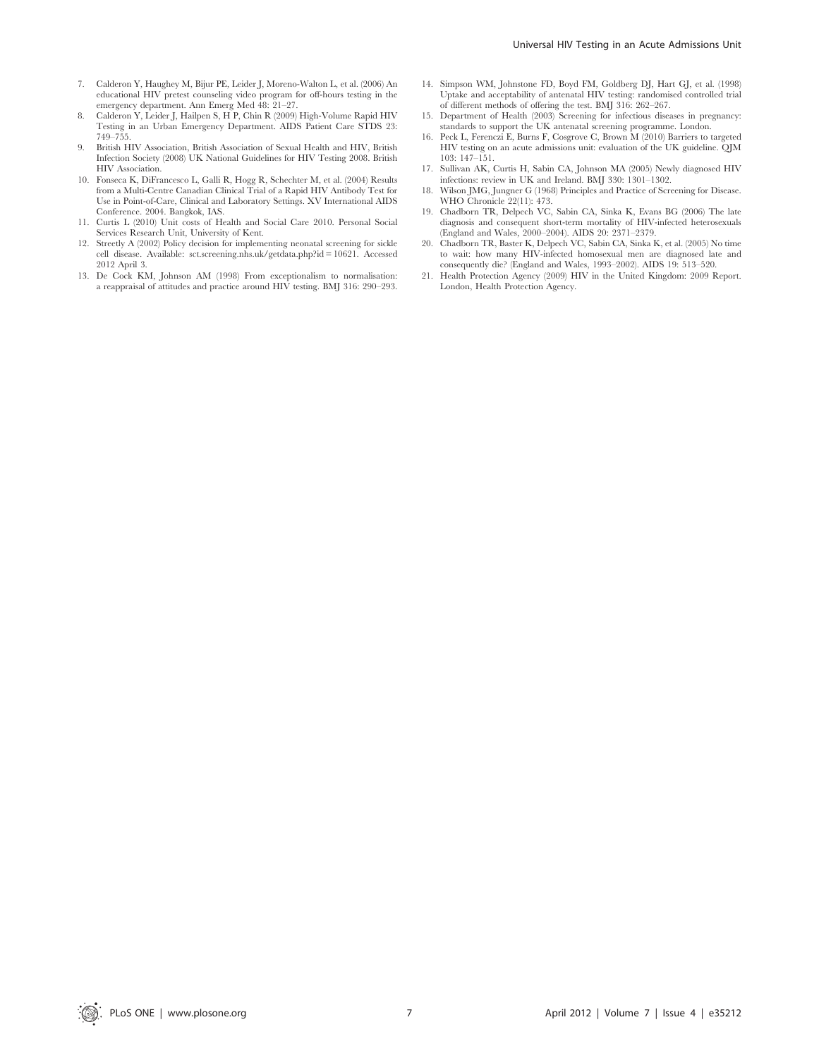7. Calderon Y, Haughey M, Bijur PE, Leider J, Moreno-Walton L, et al. (2006) An educational HIV pretest counseling video program for off-hours testing in the emergency department. Ann Emerg Med 48: 21–27.
8. Calderon Y, Leider J, Hailpen S, H P, Chin R (2009) High-Volume Rapid HIV Testing in an Urban Emergency Department. AIDS Patient Care STDS 23: 749–755.
9. British HIV Association, British Association of Sexual Health and HIV, British Infection Society (2008) UK National Guidelines for HIV Testing 2008. British HIV Association.
10. Fonseca K, DiFrancesco L, Galli R, Hogg R, Schechter M, et al. (2004) Results from a Multi-Centre Canadian Clinical Trial of a Rapid HIV Antibody Test for Use in Point-of-Care, Clinical and Laboratory Settings. XV International AIDS Conference. 2004. Bangkok, IAS.
11. Curtis L (2010) Unit costs of Health and Social Care 2010. Personal Social Services Research Unit, University of Kent.
12. Streetly A (2002) Policy decision for implementing neonatal screening for sickle cell disease. Available: sct.screening.nhs.uk/getdata.php?id = 10621. Accessed 2012 April 3.
13. De Cock KM, Johnson AM (1998) From exceptionalism to normalisation: a reappraisal of attitudes and practice around HIV testing. BMJ 316: 290–293.
14. Simpson WM, Johnstone FD, Boyd FM, Goldberg DJ, Hart GJ, et al. (1998) Uptake and acceptability of antenatal HIV testing: randomised controlled trial of different methods of offering the test. BMJ 316: 262–267.
15. Department of Health (2003) Screening for infectious diseases in pregnancy: standards to support the UK antenatal screening programme. London.
16. Peck L, Ferenczi E, Burns F, Cosgrove C, Brown M (2010) Barriers to targeted HIV testing on an acute admissions unit: evaluation of the UK guideline. QJM 103: 147–151.
17. Sullivan AK, Curtis H, Sabin CA, Johnson MA (2005) Newly diagnosed HIV infections: review in UK and Ireland. BMJ 330: 1301–1302.
18. Wilson JMG, Jungner G (1968) Principles and Practice of Screening for Disease. WHO Chronicle 22(11): 473.
19. Chadborn TR, Delpech VC, Sabin CA, Sinka K, Evans BG (2006) The late diagnosis and consequent short-term mortality of HIV-infected heterosexuals (England and Wales, 2000–2004). AIDS 20: 2371–2379.
20. Chadborn TR, Baster K, Delpech VC, Sabin CA, Sinka K, et al. (2005) No time to wait: how many HIV-infected homosexual men are diagnosed late and consequently die? (England and Wales, 1993–2002). AIDS 19: 513–520.
21. Health Protection Agency (2009) HIV in the United Kingdom: 2009 Report. London, Health Protection Agency.